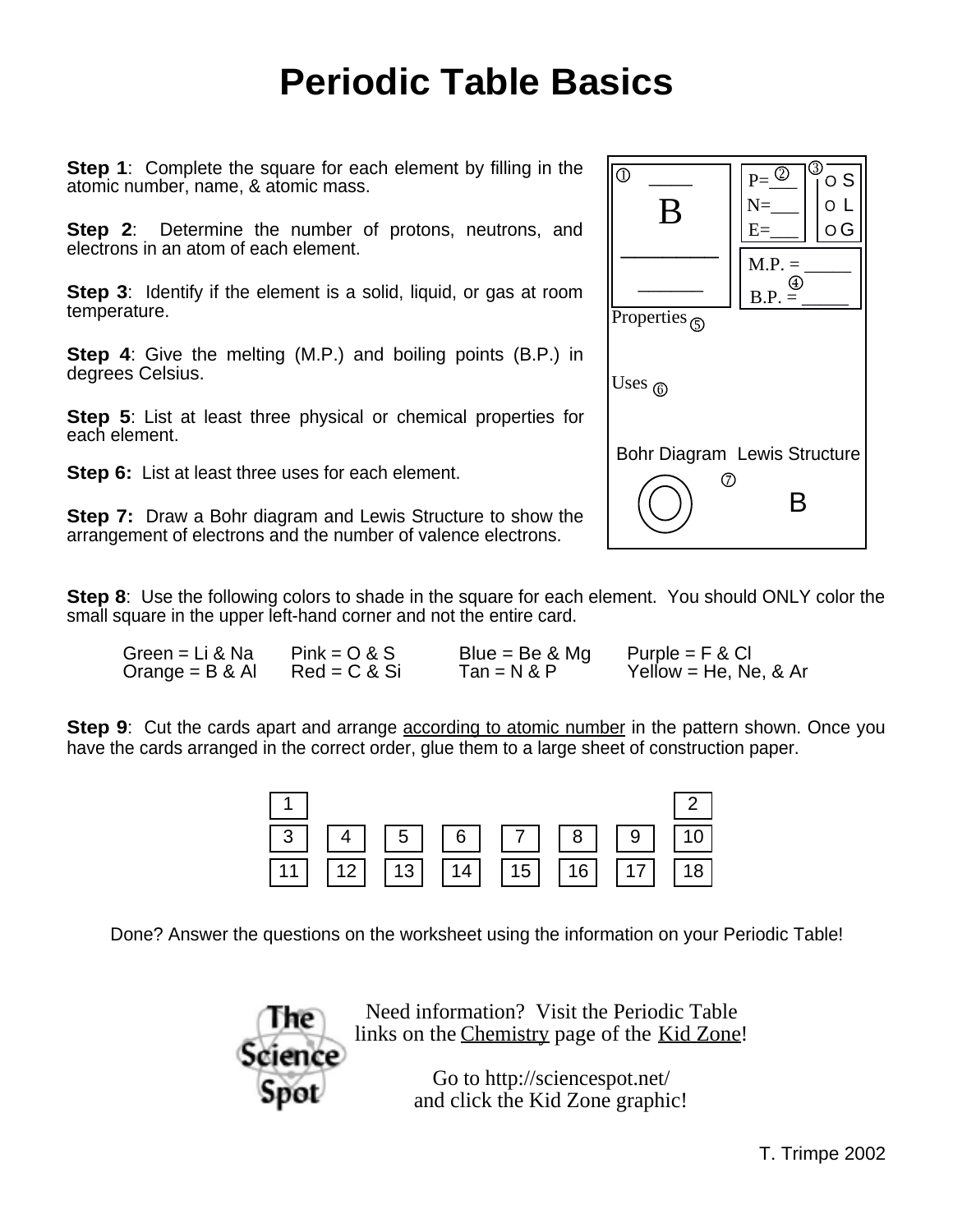# Periodic Table Basics

**Step 1**: Complete the square for each element by filling in the atomic number, name, & atomic mass.

**Step 2**: Determine the number of protons, neutrons, and electrons in an atom of each element.

**Step 3**: Identify if the element is a solid, liquid, or gas at room temperature.

**Step 4**: Give the melting (M.P.) and boiling points (B.P.) in degrees Celsius.

**Step 5**: List at least three physical or chemical properties for each element.

**Step 6:** List at least three uses for each element.

**Step 7:** Draw a Bohr diagram and Lewis Structure to show the arrangement of electrons and the number of valence electrons.

①  ____

B

________

______

P= ②___
N=___
E=___

③ O S
O L
O G

M.P. = _____
④
B.P. = _____

Properties ⑤

Uses ⑥

Bohr Diagram  Lewis Structure
⑦
B

**Step 8**: Use the following colors to shade in the square for each element. You should ONLY color the small square in the upper left-hand corner and not the entire card.

| | | | |
|---|---|---|---|
| Green = Li & Na | Pink = O & S | Blue = Be & Mg | Purple = F & Cl |
| Orange = B & Al | Red = C & Si | Tan = N & P | Yellow = He, Ne, & Ar |

**Step 9**: Cut the cards apart and arrange <u>according to atomic number</u> in the pattern shown. Once you have the cards arranged in the correct order, glue them to a large sheet of construction paper.

| | | | | | | | |
|---|---|---|---|---|---|---|---|
| 1 | | | | | | | 2 |
| 3 | 4 | 5 | 6 | 7 | 8 | 9 | 10 |
| 11 | 12 | 13 | 14 | 15 | 16 | 17 | 18 |

Done? Answer the questions on the worksheet using the information on your Periodic Table!

The Science Spot

Need information? Visit the Periodic Table links on the <u>Chemistry</u> page of the <u>Kid Zone</u>!

Go to http://sciencespot.net/ and click the Kid Zone graphic!

T. Trimpe 2002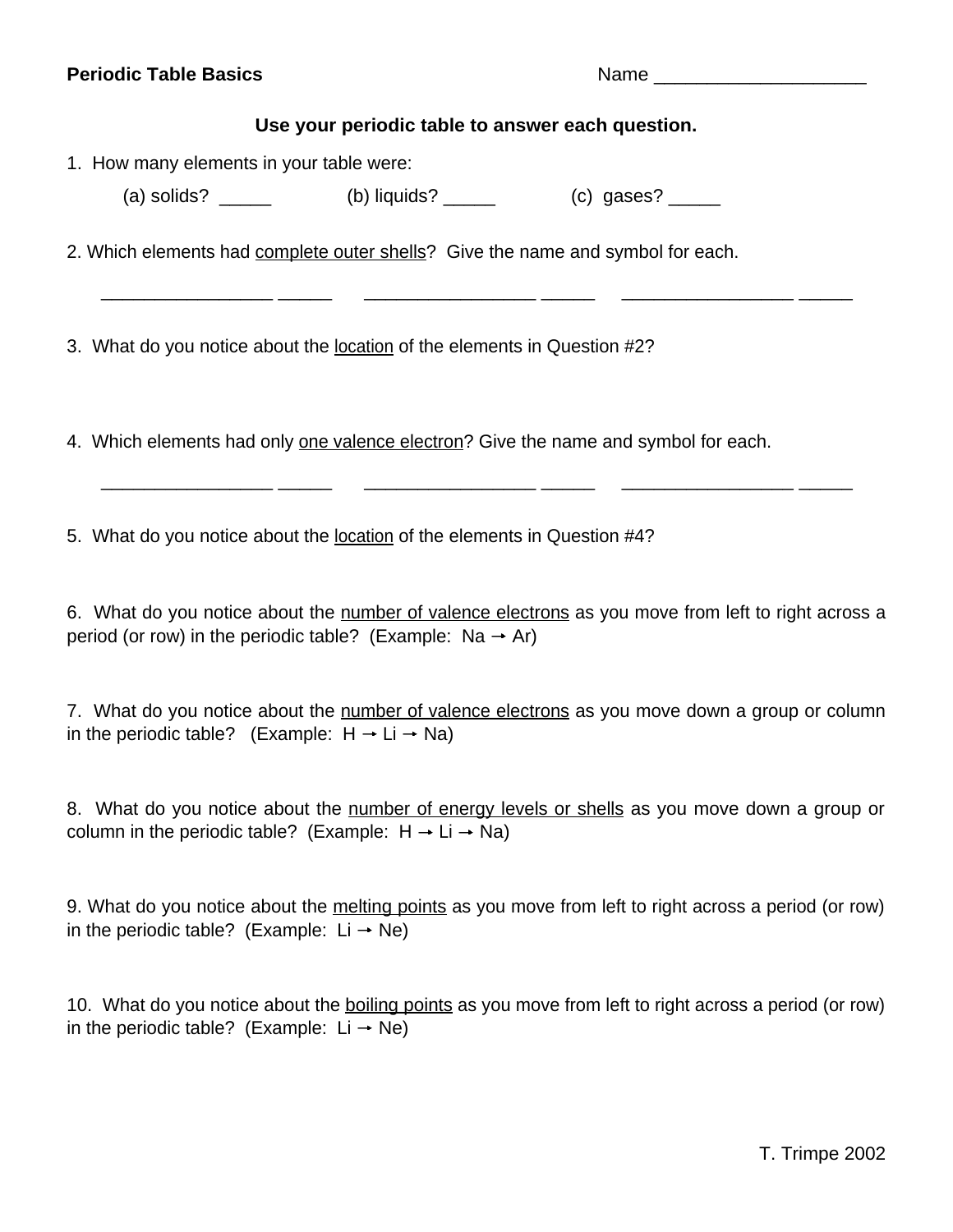**Periodic Table Basics** Name ____________________

**Use your periodic table to answer each question.**

1. How many elements in your table were:

   (a) solids? _____ (b) liquids? _____ (c) gases? _____

2. Which elements had <u>complete outer shells</u>? Give the name and symbol for each.

   _________________ _____ _________________ _____ _________________ _____

3. What do you notice about the <u>location</u> of the elements in Question #2?

4. Which elements had only <u>one valence electron</u>? Give the name and symbol for each.

   _________________ _____ _________________ _____ _________________ _____

5. What do you notice about the <u>location</u> of the elements in Question #4?

6. What do you notice about the <u>number of valence electrons</u> as you move from left to right across a period (or row) in the periodic table? (Example: Na → Ar)

7. What do you notice about the <u>number of valence electrons</u> as you move down a group or column in the periodic table? (Example: H → Li → Na)

8. What do you notice about the <u>number of energy levels or shells</u> as you move down a group or column in the periodic table? (Example: H → Li → Na)

9. What do you notice about the <u>melting points</u> as you move from left to right across a period (or row) in the periodic table? (Example: Li → Ne)

10. What do you notice about the <u>boiling points</u> as you move from left to right across a period (or row) in the periodic table? (Example: Li → Ne)

T. Trimpe 2002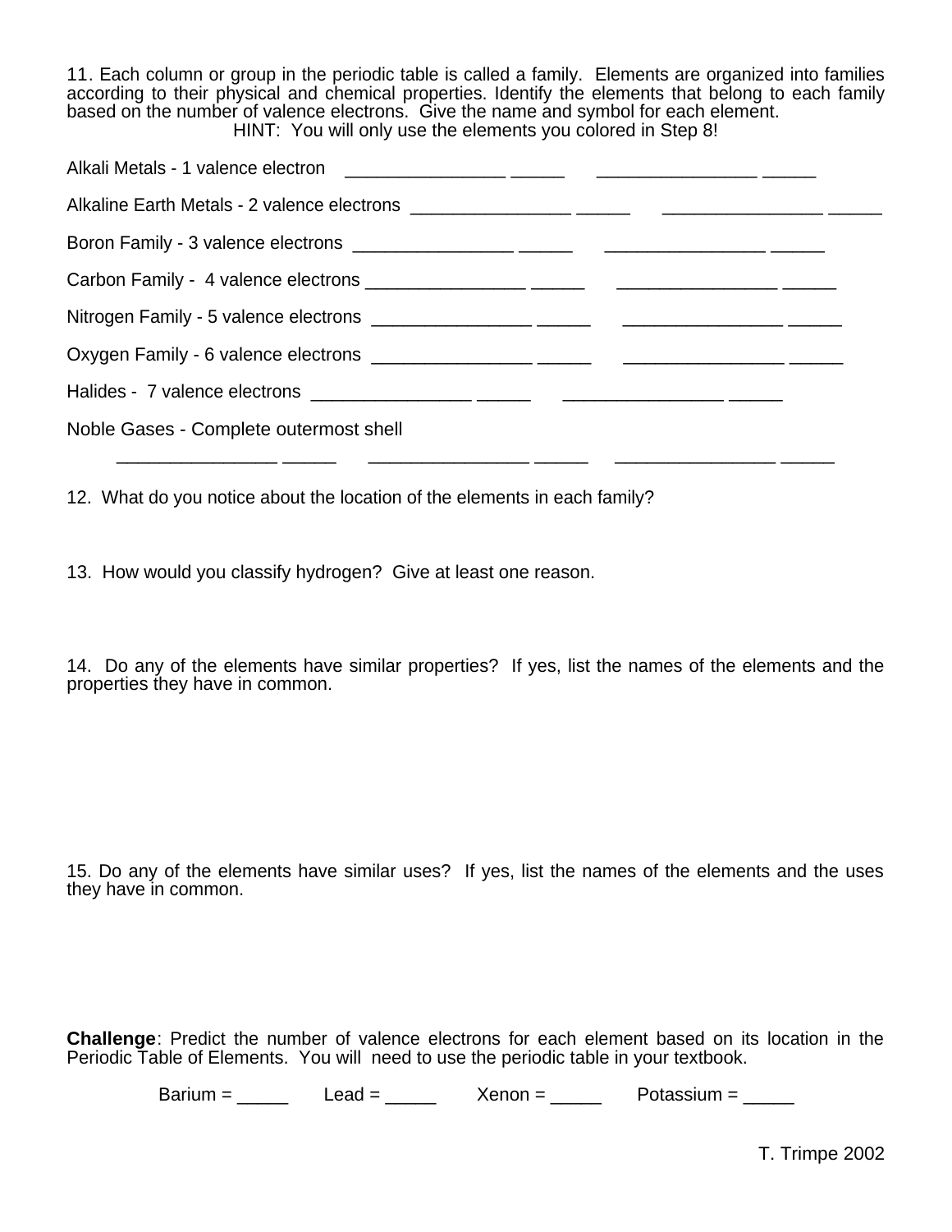11. Each column or group in the periodic table is called a family. Elements are organized into families according to their physical and chemical properties. Identify the elements that belong to each family based on the number of valence electrons. Give the name and symbol for each element.

HINT: You will only use the elements you colored in Step 8!

Alkali Metals - 1 valence electron ________________ _____ ________________ _____

Alkaline Earth Metals - 2 valence electrons ________________ _____ ________________ _____

Boron Family - 3 valence electrons ________________ _____ ________________ _____

Carbon Family - 4 valence electrons ________________ _____ ________________ _____

Nitrogen Family - 5 valence electrons ________________ _____ ________________ _____

Oxygen Family - 6 valence electrons ________________ _____ ________________ _____

Halides - 7 valence electrons ________________ _____ ________________ _____

Noble Gases - Complete outermost shell

________________ _____ ________________ _____ ________________ _____

12. What do you notice about the location of the elements in each family?

13. How would you classify hydrogen? Give at least one reason.

14. Do any of the elements have similar properties? If yes, list the names of the elements and the properties they have in common.

15. Do any of the elements have similar uses? If yes, list the names of the elements and the uses they have in common.

**Challenge**: Predict the number of valence electrons for each element based on its location in the Periodic Table of Elements. You will need to use the periodic table in your textbook.

Barium = _____ Lead = _____ Xenon = _____ Potassium = _____

T. Trimpe 2002